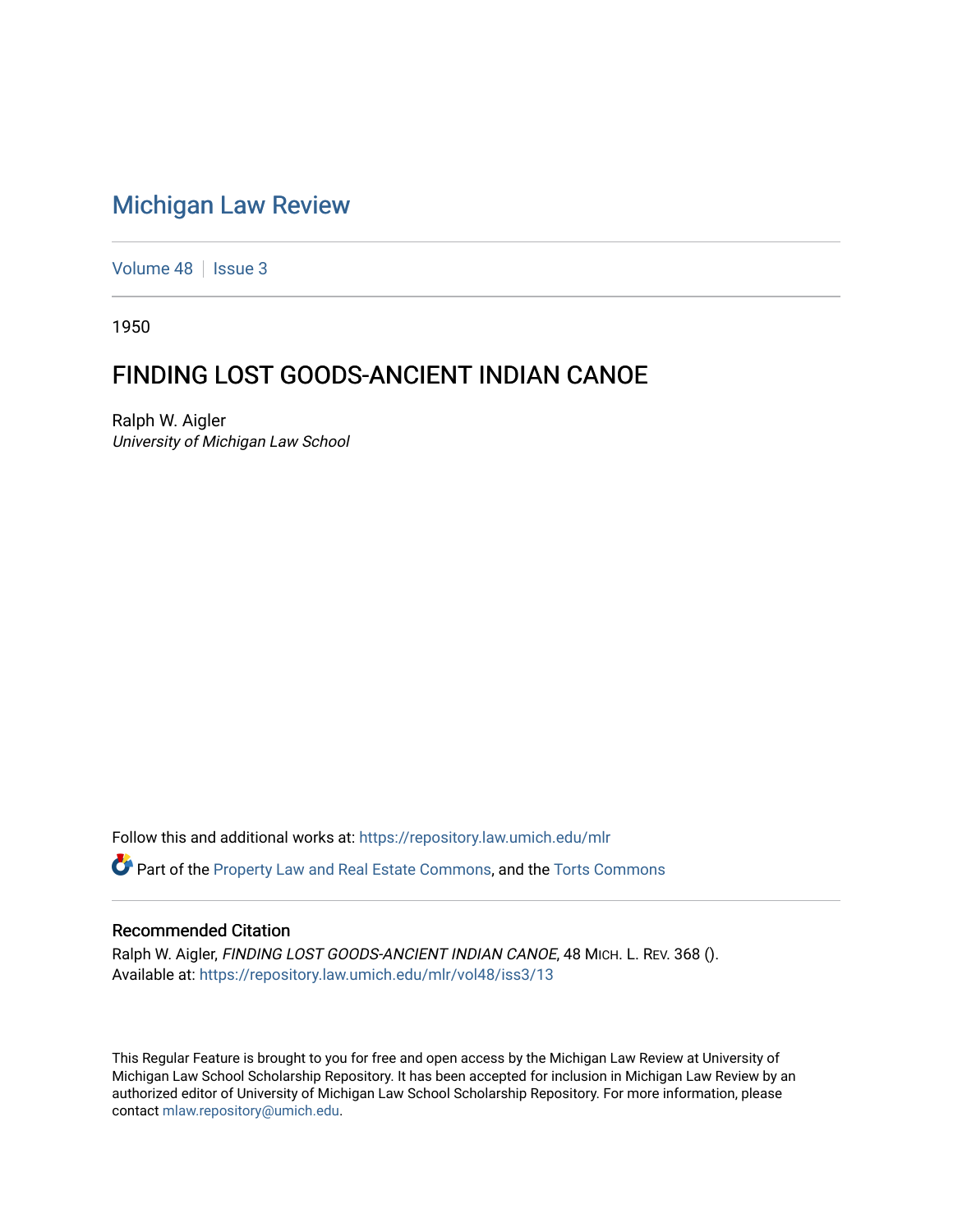# Michigan Law Review

Volume 48 | Issue 3

1950

## FINDING LOST GOODS-ANCIENT INDIAN CANOE

Ralph W. Aigler
*University of Michigan Law School*

Follow this and additional works at: https://repository.law.umich.edu/mlr

Part of the Property Law and Real Estate Commons, and the Torts Commons

### Recommended Citation

Ralph W. Aigler, *FINDING LOST GOODS-ANCIENT INDIAN CANOE*, 48 MICH. L. REV. 368 ().
Available at: https://repository.law.umich.edu/mlr/vol48/iss3/13

This Regular Feature is brought to you for free and open access by the Michigan Law Review at University of Michigan Law School Scholarship Repository. It has been accepted for inclusion in Michigan Law Review by an authorized editor of University of Michigan Law School Scholarship Repository. For more information, please contact mlaw.repository@umich.edu.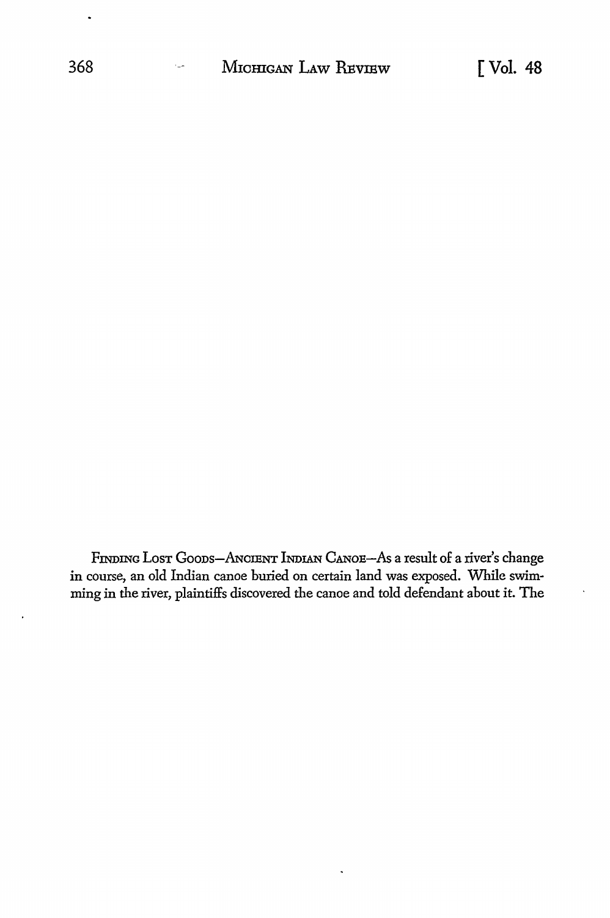FINDING LOST GOODS—ANCIENT INDIAN CANOE—As a result of a river's change in course, an old Indian canoe buried on certain land was exposed. While swimming in the river, plaintiffs discovered the canoe and told defendant about it. The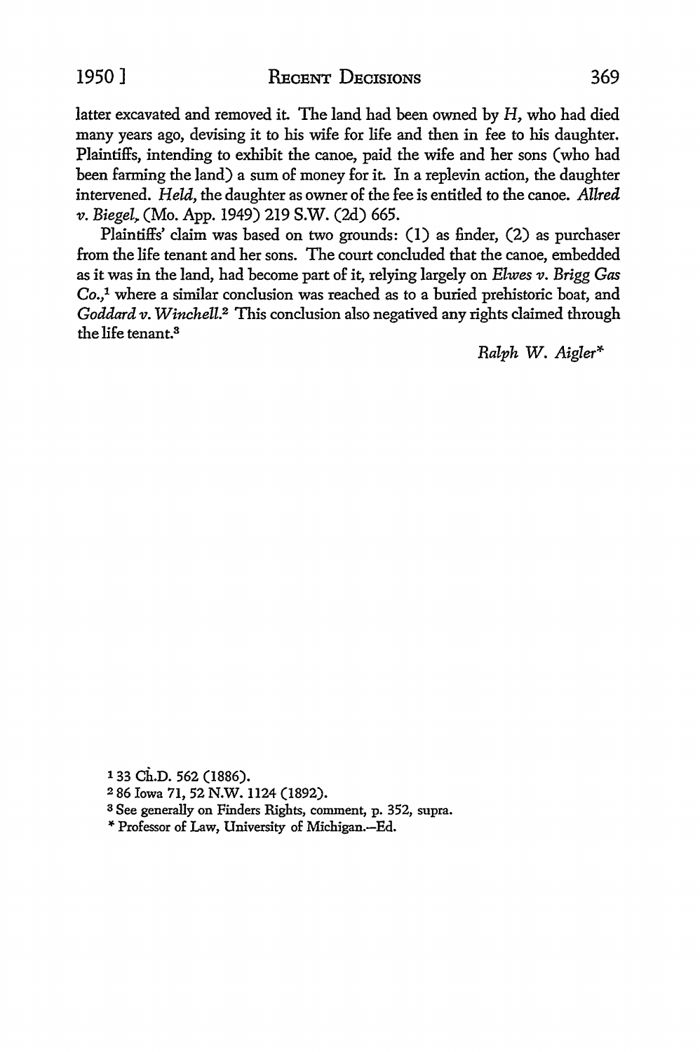latter excavated and removed it. The land had been owned by *H*, who had died many years ago, devising it to his wife for life and then in fee to his daughter. Plaintiffs, intending to exhibit the canoe, paid the wife and her sons (who had been farming the land) a sum of money for it. In a replevin action, the daughter intervened. *Held*, the daughter as owner of the fee is entitled to the canoe. *Allred v. Biegel*, (Mo. App. 1949) 219 S.W. (2d) 665.

Plaintiffs' claim was based on two grounds: (1) as finder, (2) as purchaser from the life tenant and her sons. The court concluded that the canoe, embedded as it was in the land, had become part of it, relying largely on *Elwes v. Brigg Gas Co.*,[1] where a similar conclusion was reached as to a buried prehistoric boat, and *Goddard v. Winchell*.[2] This conclusion also negatived any rights claimed through the life tenant.[3]

*Ralph W. Aigler**

[1] 33 Ch.D. 562 (1886).

[2] 86 Iowa 71, 52 N.W. 1124 (1892).

[3] See generally on Finders Rights, comment, p. 352, supra.

* Professor of Law, University of Michigan.—Ed.